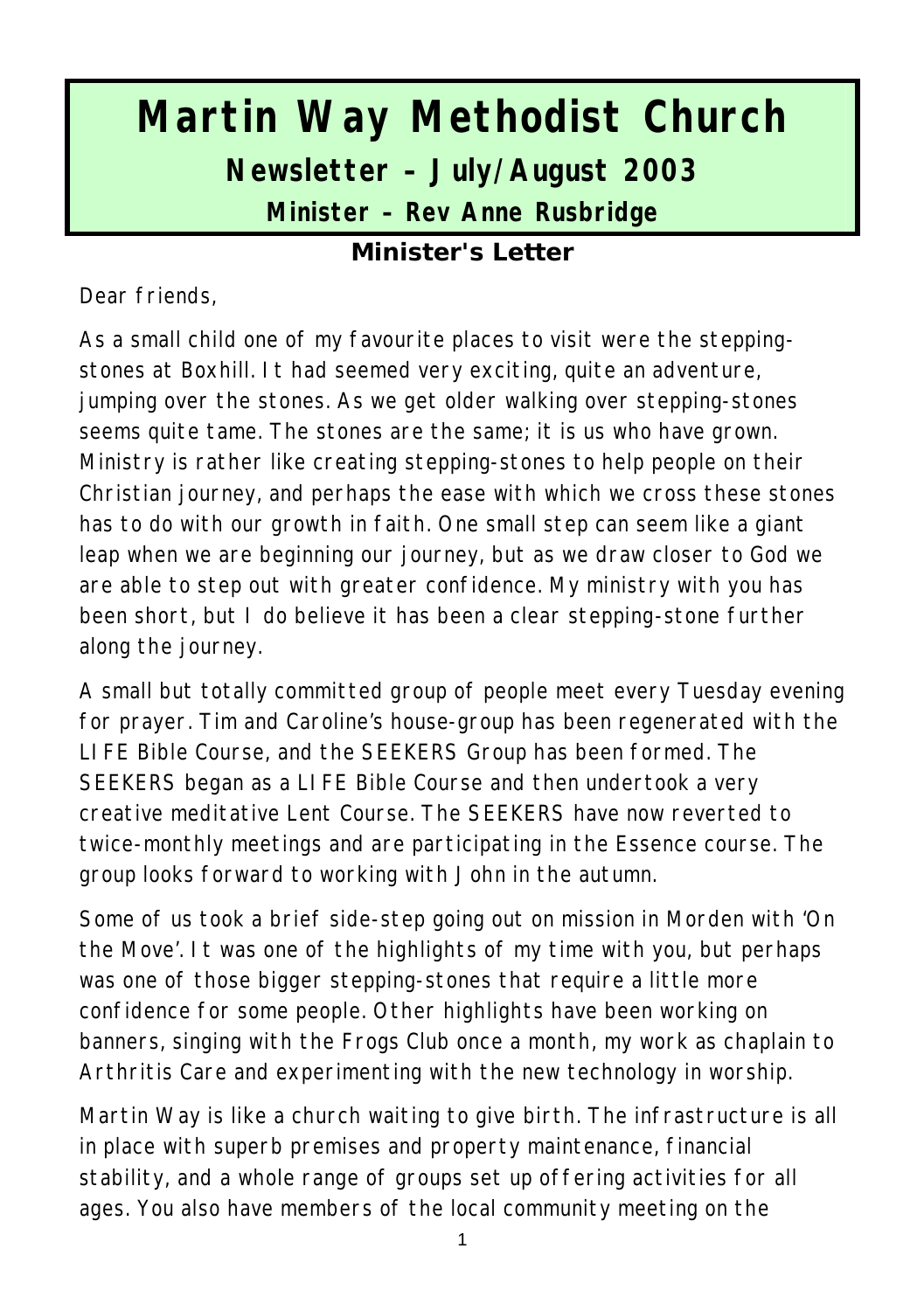# Martin Way Methodist Church

## Newsletter – July/August 2003

### Minister – Rev Anne Rusbridge

### Minister's Letter

Dear friends,

As a small child one of my favourite places to visit were the stepping-stones at Boxhill. It had seemed very exciting, quite an adventure, jumping over the stones. As we get older walking over stepping-stones seems quite tame. The stones are the same; it is us who have grown. Ministry is rather like creating stepping-stones to help people on their Christian journey, and perhaps the ease with which we cross these stones has to do with our growth in faith. One small step can seem like a giant leap when we are beginning our journey, but as we draw closer to God we are able to step out with greater confidence. My ministry with you has been short, but I do believe it has been a clear stepping-stone further along the journey.

A small but totally committed group of people meet every Tuesday evening for prayer. Tim and Caroline's house-group has been regenerated with the LIFE Bible Course, and the SEEKERS Group has been formed. The SEEKERS began as a LIFE Bible Course and then undertook a very creative meditative Lent Course. The SEEKERS have now reverted to twice-monthly meetings and are participating in the Essence course. The group looks forward to working with John in the autumn.

Some of us took a brief side-step going out on mission in Morden with 'On the Move'. It was one of the highlights of my time with you, but perhaps was one of those bigger stepping-stones that require a little more confidence for some people. Other highlights have been working on banners, singing with the Frogs Club once a month, my work as chaplain to Arthritis Care and experimenting with the new technology in worship.

Martin Way is like a church waiting to give birth. The infrastructure is all in place with superb premises and property maintenance, financial stability, and a whole range of groups set up offering activities for all ages. You also have members of the local community meeting on the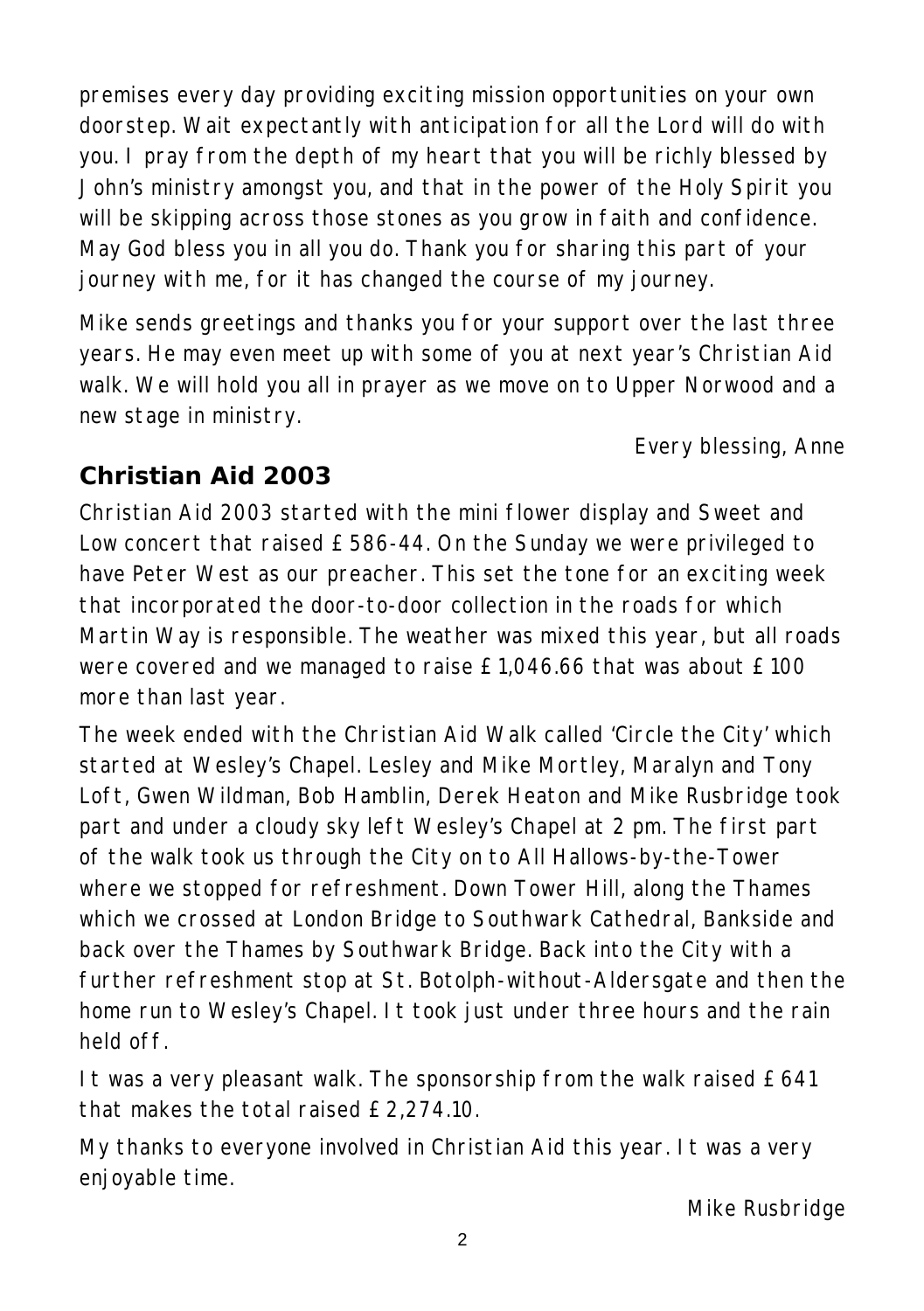premises every day providing exciting mission opportunities on your own doorstep. Wait expectantly with anticipation for all the Lord will do with you. I pray from the depth of my heart that you will be richly blessed by John's ministry amongst you, and that in the power of the Holy Spirit you will be skipping across those stones as you grow in faith and confidence. May God bless you in all you do. Thank you for sharing this part of your journey with me, for it has changed the course of my journey.

Mike sends greetings and thanks you for your support over the last three years. He may even meet up with some of you at next year's Christian Aid walk. We will hold you all in prayer as we move on to Upper Norwood and a new stage in ministry.

*Every blessing, Anne*

## Christian Aid 2003

Christian Aid 2003 started with the mini flower display and Sweet and Low concert that raised £586-44. On the Sunday we were privileged to have Peter West as our preacher. This set the tone for an exciting week that incorporated the door-to-door collection in the roads for which Martin Way is responsible. The weather was mixed this year, but all roads were covered and we managed to raise £1,046.66 that was about £100 more than last year.

The week ended with the Christian Aid Walk called 'Circle the City' which started at Wesley's Chapel. Lesley and Mike Mortley, Maralyn and Tony Loft, Gwen Wildman, Bob Hamblin, Derek Heaton and Mike Rusbridge took part and under a cloudy sky left Wesley's Chapel at 2 pm. The first part of the walk took us through the City on to All Hallows-by-the-Tower where we stopped for refreshment. Down Tower Hill, along the Thames which we crossed at London Bridge to Southwark Cathedral, Bankside and back over the Thames by Southwark Bridge. Back into the City with a further refreshment stop at St. Botolph-without-Aldersgate and then the home run to Wesley's Chapel. It took just under three hours and the rain held off.

It was a very pleasant walk. The sponsorship from the walk raised £641 that makes the total raised £2,274.10.

My thanks to everyone involved in Christian Aid this year. It was a very enjoyable time.

*Mike Rusbridge*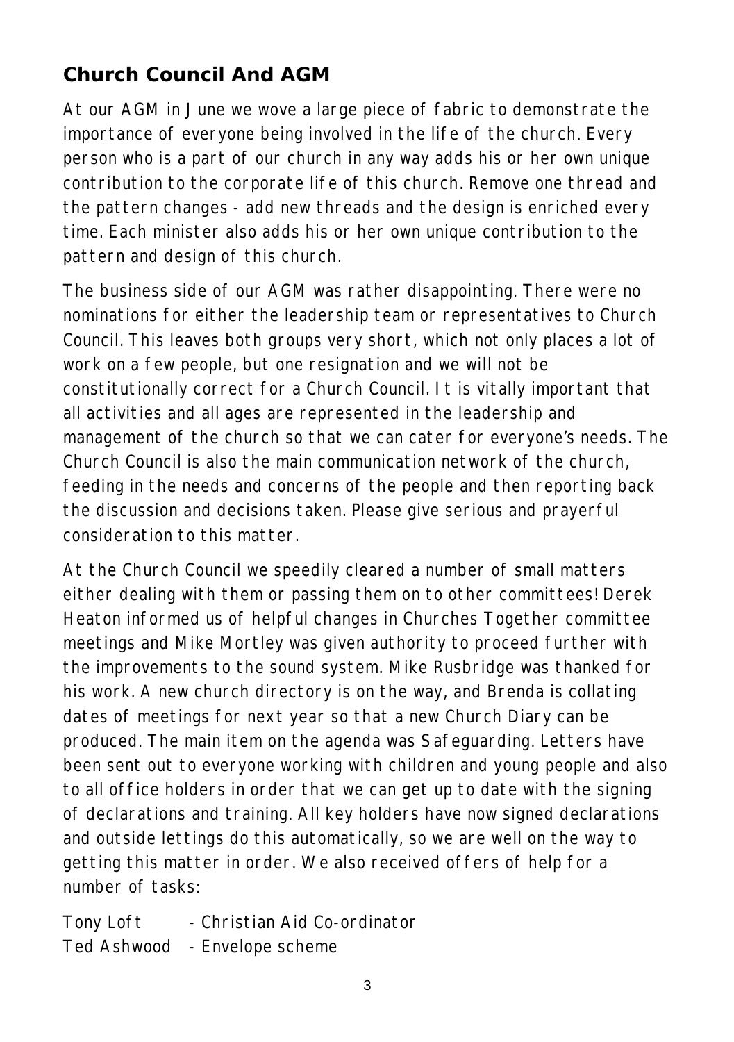## Church Council And AGM

At our AGM in June we wove a large piece of fabric to demonstrate the importance of everyone being involved in the life of the church. Every person who is a part of our church in any way adds his or her own unique contribution to the corporate life of this church. Remove one thread and the pattern changes - add new threads and the design is enriched every time. Each minister also adds his or her own unique contribution to the pattern and design of this church.

The business side of our AGM was rather disappointing. There were no nominations for either the leadership team or representatives to Church Council. This leaves both groups very short, which not only places a lot of work on a few people, but one resignation and we will not be constitutionally correct for a Church Council. It is vitally important that all activities and all ages are represented in the leadership and management of the church so that we can cater for everyone's needs. The Church Council is also the main communication network of the church, feeding in the needs and concerns of the people and then reporting back the discussion and decisions taken. Please give serious and prayerful consideration to this matter.

At the Church Council we speedily cleared a number of small matters either dealing with them or passing them on to other committees! Derek Heaton informed us of helpful changes in Churches Together committee meetings and Mike Mortley was given authority to proceed further with the improvements to the sound system. Mike Rusbridge was thanked for his work. A new church directory is on the way, and Brenda is collating dates of meetings for next year so that a new Church Diary can be produced. The main item on the agenda was Safeguarding. Letters have been sent out to everyone working with children and young people and also to all office holders in order that we can get up to date with the signing of declarations and training. All key holders have now signed declarations and outside lettings do this automatically, so we are well on the way to getting this matter in order. We also received offers of help for a number of tasks:

Tony Loft - Christian Aid Co-ordinator
Ted Ashwood - Envelope scheme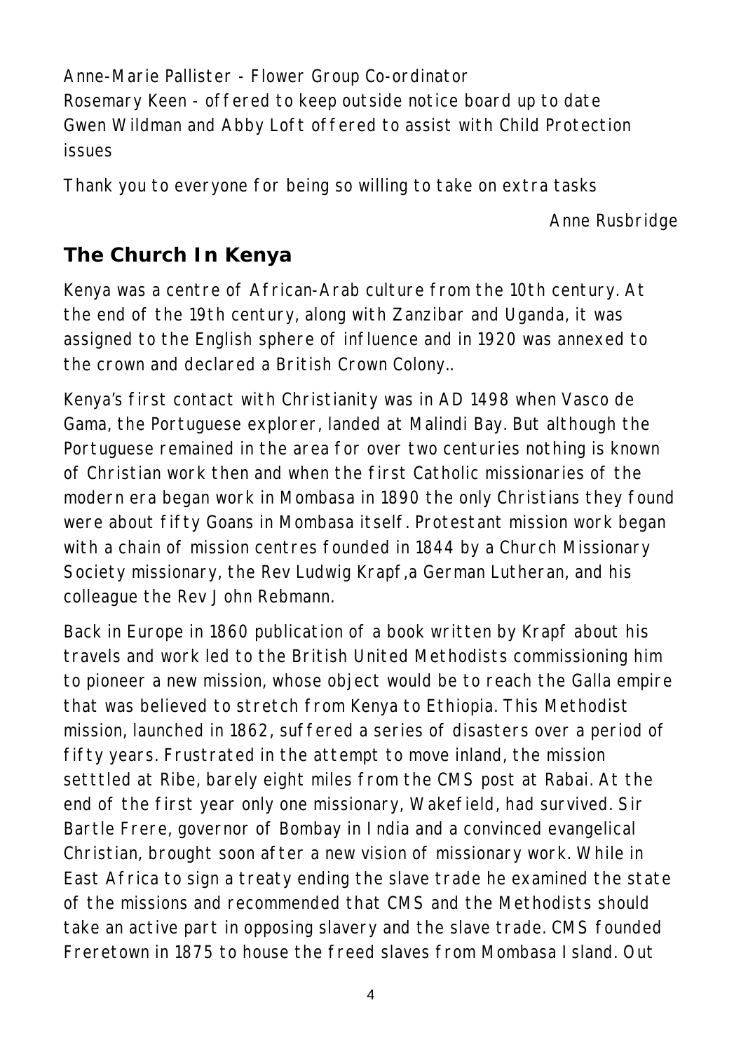Anne-Marie Pallister - Flower Group Co-ordinator
Rosemary Keen - offered to keep outside notice board up to date
Gwen Wildman and Abby Loft offered to assist with Child Protection issues

Thank you to everyone for being so willing to take on extra tasks

*Anne Rusbridge*

## The Church In Kenya

Kenya was a centre of African-Arab culture from the 10th century. At the end of the 19th century, along with Zanzibar and Uganda, it was assigned to the English sphere of influence and in 1920 was annexed to the crown and declared a British Crown Colony..

Kenya's first contact with Christianity was in AD 1498 when Vasco de Gama, the Portuguese explorer, landed at Malindi Bay. But although the Portuguese remained in the area for over two centuries nothing is known of Christian work then and when the first Catholic missionaries of the modern era began work in Mombasa in 1890 the only Christians they found were about fifty Goans in Mombasa itself. Protestant mission work began with a chain of mission centres founded in 1844 by a Church Missionary Society missionary, the Rev Ludwig Krapf,a German Lutheran, and his colleague the Rev John Rebmann.

Back in Europe in 1860 publication of a book written by Krapf about his travels and work led to the British United Methodists commissioning him to pioneer a new mission, whose object would be to reach the Galla empire that was believed to stretch from Kenya to Ethiopia. This Methodist mission, launched in 1862, suffered a series of disasters over a period of fifty years. Frustrated in the attempt to move inland, the mission setttled at Ribe, barely eight miles from the CMS post at Rabai. At the end of the first year only one missionary, Wakefield, had survived. Sir Bartle Frere, governor of Bombay in India and a convinced evangelical Christian, brought soon after a new vision of missionary work. While in East Africa to sign a treaty ending the slave trade he examined the state of the missions and recommended that CMS and the Methodists should take an active part in opposing slavery and the slave trade. CMS founded Freretown in 1875 to house the freed slaves from Mombasa Island. Out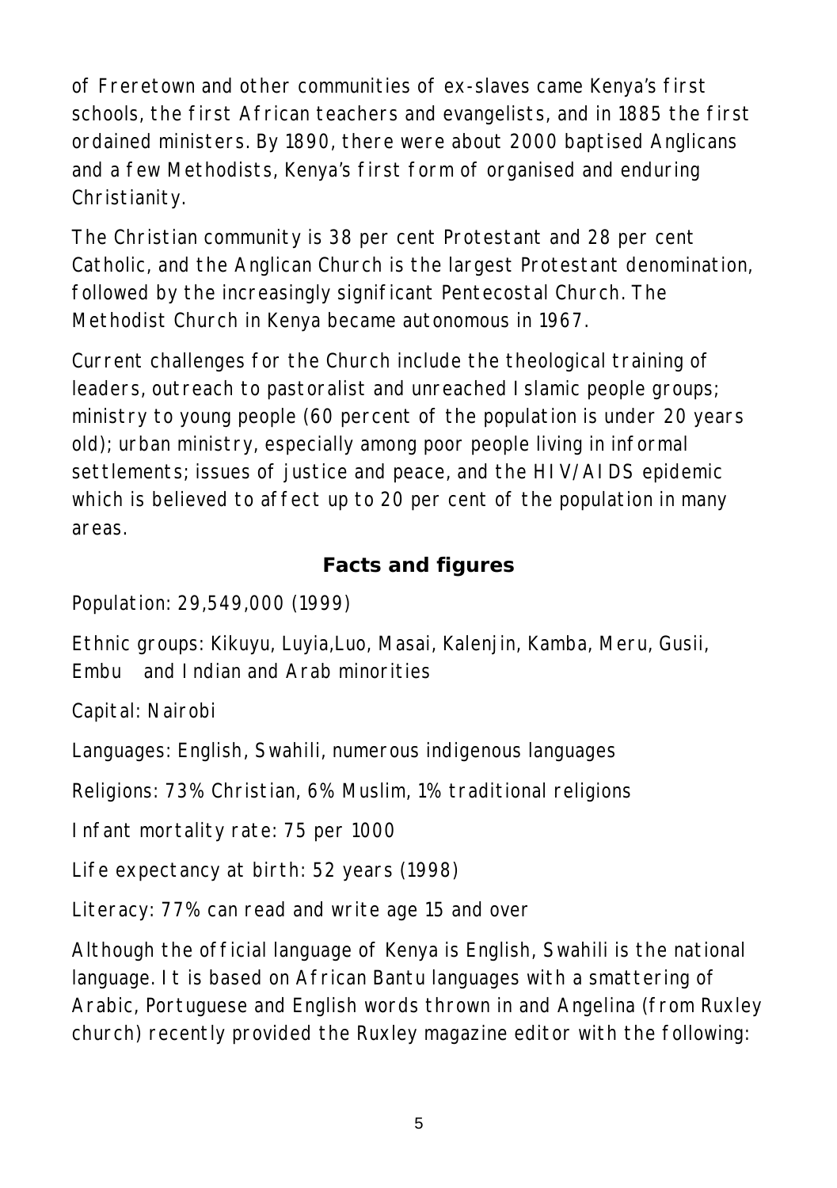of Freretown and other communities of ex-slaves came Kenya's first schools, the first African teachers and evangelists, and in 1885 the first ordained ministers. By 1890, there were about 2000 baptised Anglicans and a few Methodists, Kenya's first form of organised and enduring Christianity.

The Christian community is 38 per cent Protestant and 28 per cent Catholic, and the Anglican Church is the largest Protestant denomination, followed by the increasingly significant Pentecostal Church. The Methodist Church in Kenya became autonomous in 1967.

Current challenges for the Church include the theological training of leaders, outreach to pastoralist and unreached Islamic people groups; ministry to young people (60 percent of the population is under 20 years old); urban ministry, especially among poor people living in informal settlements; issues of justice and peace, and the HIV/AIDS epidemic which is believed to affect up to 20 per cent of the population in many areas.

## Facts and figures

Population: 29,549,000 (1999)

Ethnic groups: Kikuyu, Luyia,Luo, Masai, Kalenjin, Kamba, Meru, Gusii, Embu and Indian and Arab minorities

Capital: Nairobi

Languages: English, Swahili, numerous indigenous languages

Religions: 73% Christian, 6% Muslim, 1% traditional religions

Infant mortality rate: 75 per 1000

Life expectancy at birth: 52 years (1998)

Literacy: 77% can read and write age 15 and over

Although the official language of Kenya is English, Swahili is the national language. It is based on African Bantu languages with a smattering of Arabic, Portuguese and English words thrown in and Angelina (from Ruxley church) recently provided the Ruxley magazine editor with the following: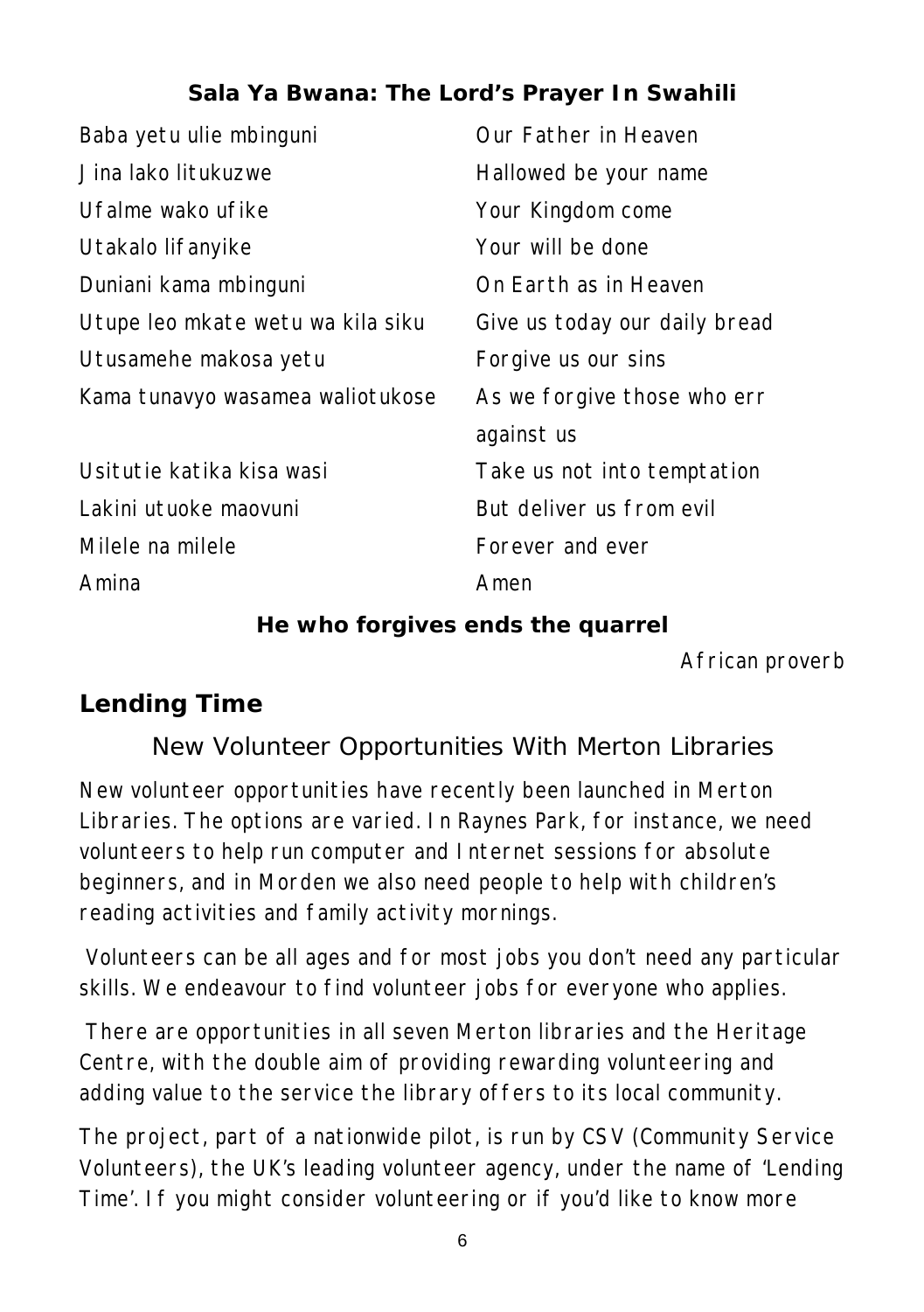### Sala Ya Bwana: The Lord's Prayer In Swahili

| Swahili | English |
| --- | --- |
| Baba yetu ulie mbinguni | Our Father in Heaven |
| Jina lako litukuzwe | Hallowed be your name |
| Ufalme wako ufike | Your Kingdom come |
| Utakalo lifanyike | Your will be done |
| Duniani kama mbinguni | On Earth as in Heaven |
| Utupe leo mkate wetu wa kila siku | Give us today our daily bread |
| Utusamehe makosa yetu | Forgive us our sins |
| Kama tunavyo wasamea waliotukose | As we forgive those who err against us |
| Usitutie katika kisa wasi | Take us not into temptation |
| Lakini utuoke maovuni | But deliver us from evil |
| Milele na milele | Forever and ever |
| Amina | Amen |

**He who forgives ends the quarrel**

African proverb

## Lending Time

### New Volunteer Opportunities With Merton Libraries

New volunteer opportunities have recently been launched in Merton Libraries. The options are varied. In Raynes Park, for instance, we need volunteers to help run computer and Internet sessions for absolute beginners, and in Morden we also need people to help with children's reading activities and family activity mornings.

Volunteers can be all ages and for most jobs you don't need any particular skills. We endeavour to find volunteer jobs for everyone who applies.

There are opportunities in all seven Merton libraries and the Heritage Centre, with the double aim of providing rewarding volunteering and adding value to the service the library offers to its local community.

The project, part of a nationwide pilot, is run by CSV (Community Service Volunteers), the UK's leading volunteer agency, under the name of 'Lending Time'. If you might consider volunteering or if you'd like to know more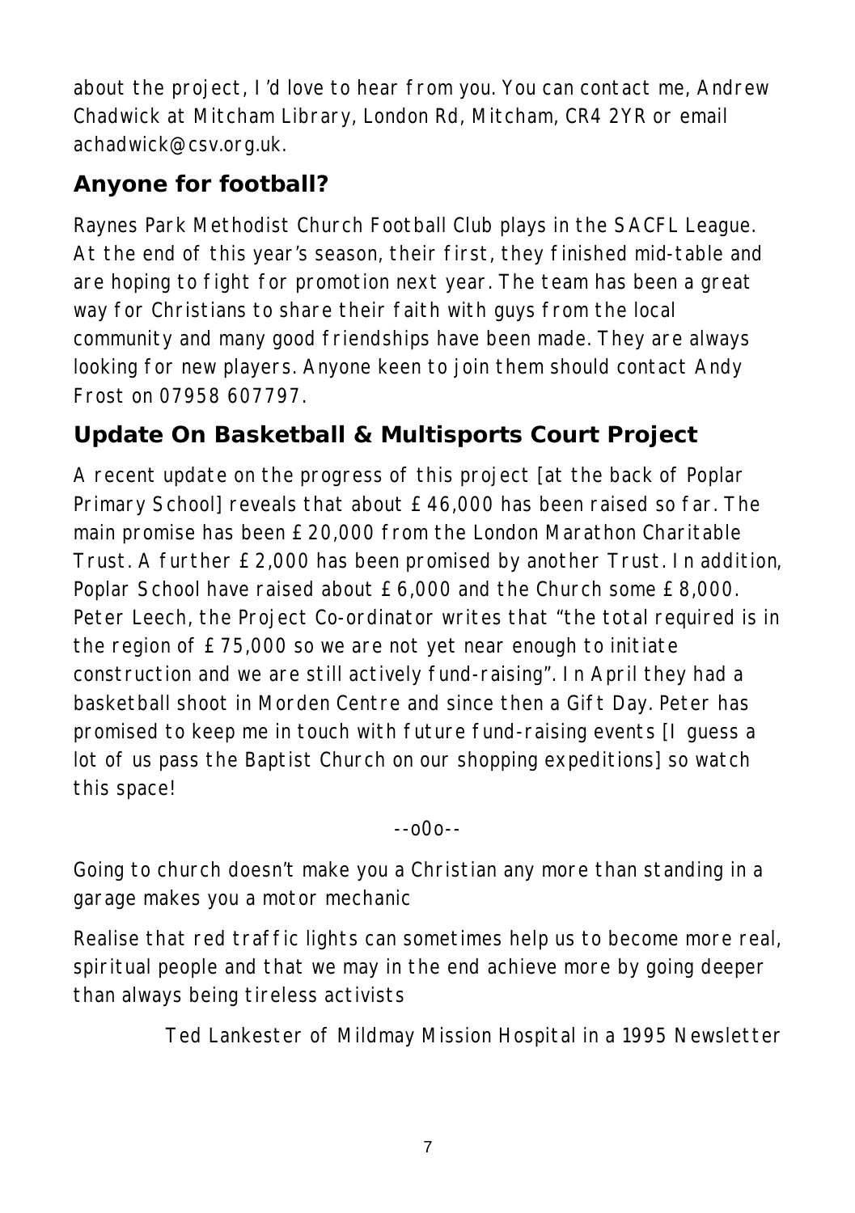about the project, I'd love to hear from you. You can contact me, Andrew Chadwick at Mitcham Library, London Rd, Mitcham, CR4 2YR or email achadwick@csv.org.uk.

## Anyone for football?

Raynes Park Methodist Church Football Club plays in the SACFL League. At the end of this year's season, their first, they finished mid-table and are hoping to fight for promotion next year. The team has been a great way for Christians to share their faith with guys from the local community and many good friendships have been made. They are always looking for new players. Anyone keen to join them should contact Andy Frost on 07958 607797.

## Update On Basketball & Multisports Court Project

A recent update on the progress of this project [at the back of Poplar Primary School] reveals that about £46,000 has been raised so far. The main promise has been £20,000 from the London Marathon Charitable Trust. A further £2,000 has been promised by another Trust. In addition, Poplar School have raised about £6,000 and the Church some £8,000. Peter Leech, the Project Co-ordinator writes that "the total required is in the region of £75,000 so we are not yet near enough to initiate construction and we are still actively fund-raising". In April they had a basketball shoot in Morden Centre and since then a Gift Day. Peter has promised to keep me in touch with future fund-raising events [I guess a lot of us pass the Baptist Church on our shopping expeditions] so watch this space!

--o0o--

Going to church doesn't make you a Christian any more than standing in a garage makes you a motor mechanic

Realise that red traffic lights can sometimes help us to become more real, spiritual people and that we may in the end achieve more by going deeper than always being tireless activists

Ted Lankester of Mildmay Mission Hospital in a 1995 Newsletter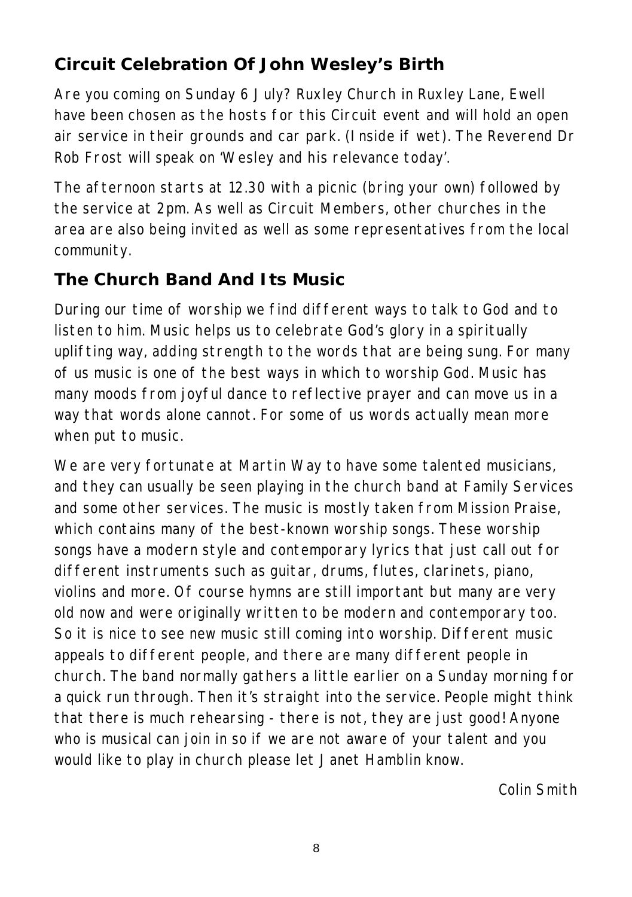## Circuit Celebration Of John Wesley's Birth

Are you coming on Sunday 6 July? Ruxley Church in Ruxley Lane, Ewell have been chosen as the hosts for this Circuit event and will hold an open air service in their grounds and car park. (Inside if wet). The Reverend Dr Rob Frost will speak on 'Wesley and his relevance today'.

The afternoon starts at 12.30 with a picnic (bring your own) followed by the service at 2pm. As well as Circuit Members, other churches in the area are also being invited as well as some representatives from the local community.

## The Church Band And Its Music

During our time of worship we find different ways to talk to God and to listen to him. Music helps us to celebrate God's glory in a spiritually uplifting way, adding strength to the words that are being sung. For many of us music is one of the best ways in which to worship God. Music has many moods from joyful dance to reflective prayer and can move us in a way that words alone cannot. For some of us words actually mean more when put to music.

We are very fortunate at Martin Way to have some talented musicians, and they can usually be seen playing in the church band at Family Services and some other services. The music is mostly taken from Mission Praise, which contains many of the best-known worship songs. These worship songs have a modern style and contemporary lyrics that just call out for different instruments such as guitar, drums, flutes, clarinets, piano, violins and more. Of course hymns are still important but many are very old now and were originally written to be modern and contemporary too. So it is nice to see new music still coming into worship. Different music appeals to different people, and there are many different people in church. The band normally gathers a little earlier on a Sunday morning for a quick run through. Then it's straight into the service. People might think that there is much rehearsing - there is not, they are just good! Anyone who is musical can join in so if we are not aware of your talent and you would like to play in church please let Janet Hamblin know.

Colin Smith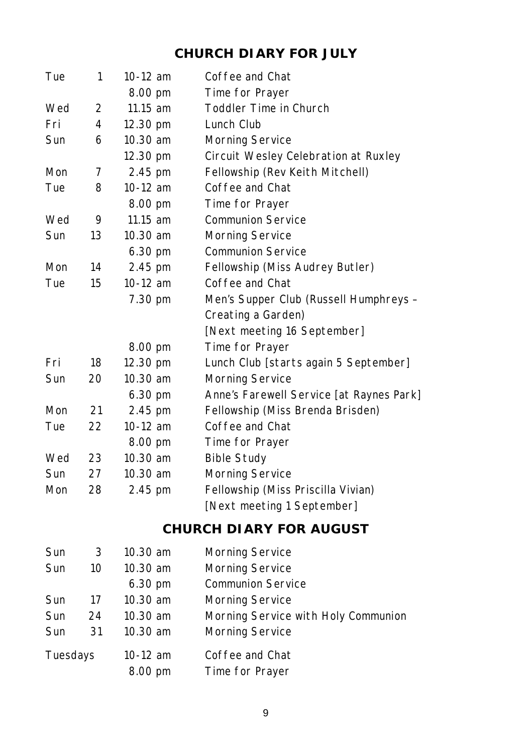## CHURCH DIARY FOR JULY

| | | | |
|---|---|---|---|
| Tue | 1 | 10-12 am | Coffee and Chat |
| | | 8.00 pm | Time for Prayer |
| Wed | 2 | 11.15 am | Toddler Time in Church |
| Fri | 4 | 12.30 pm | Lunch Club |
| Sun | 6 | 10.30 am | Morning Service |
| | | 12.30 pm | Circuit Wesley Celebration at Ruxley |
| Mon | 7 | 2.45 pm | Fellowship (Rev Keith Mitchell) |
| Tue | 8 | 10-12 am | Coffee and Chat |
| | | 8.00 pm | Time for Prayer |
| Wed | 9 | 11.15 am | Communion Service |
| Sun | 13 | 10.30 am | Morning Service |
| | | 6.30 pm | Communion Service |
| Mon | 14 | 2.45 pm | Fellowship (Miss Audrey Butler) |
| Tue | 15 | 10-12 am | Coffee and Chat |
| | | 7.30 pm | Men's Supper Club (Russell Humphreys – Creating a Garden) [Next meeting 16 September] |
| | | 8.00 pm | Time for Prayer |
| Fri | 18 | 12.30 pm | Lunch Club [starts again 5 September] |
| Sun | 20 | 10.30 am | Morning Service |
| | | 6.30 pm | Anne's Farewell Service [at Raynes Park] |
| Mon | 21 | 2.45 pm | Fellowship (Miss Brenda Brisden) |
| Tue | 22 | 10-12 am | Coffee and Chat |
| | | 8.00 pm | Time for Prayer |
| Wed | 23 | 10.30 am | Bible Study |
| Sun | 27 | 10.30 am | Morning Service |
| Mon | 28 | 2.45 pm | Fellowship (Miss Priscilla Vivian) [Next meeting 1 September] |

## CHURCH DIARY FOR AUGUST

| | | | |
|---|---|---|---|
| Sun | 3 | 10.30 am | Morning Service |
| Sun | 10 | 10.30 am | Morning Service |
| | | 6.30 pm | Communion Service |
| Sun | 17 | 10.30 am | Morning Service |
| Sun | 24 | 10.30 am | Morning Service with Holy Communion |
| Sun | 31 | 10.30 am | Morning Service |
| Tuesdays | | 10-12 am | Coffee and Chat |
| | | 8.00 pm | Time for Prayer |